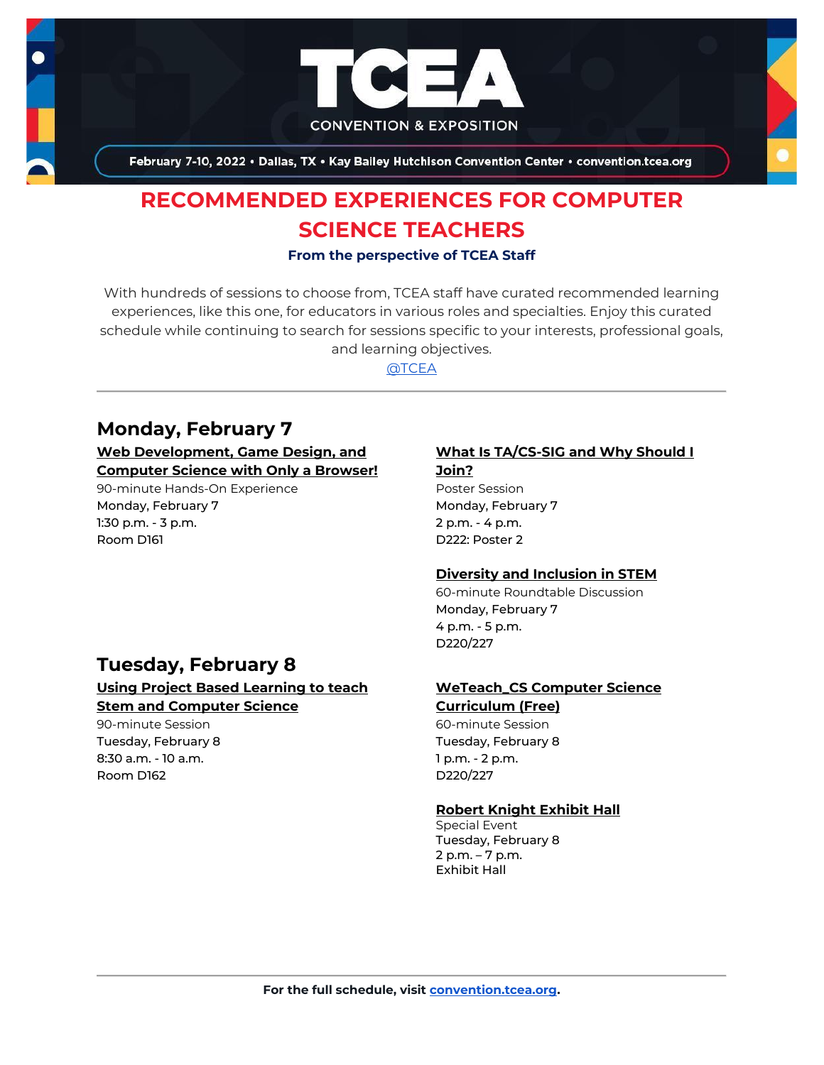# TCEA

CONVENTION & EXPOSITION

February 7-10, 2022 • Dallas, TX • Kay Bailey Hutchison Convention Center • convention.tcea.org

## RECOMMENDED EXPERIENCES FOR COMPUTER SCIENCE TEACHERS

**From the perspective of TCEA Staff**

With hundreds of sessions to choose from, TCEA staff have curated recommended learning experiences, like this one, for educators in various roles and specialties. Enjoy this curated schedule while continuing to search for sessions specific to your interests, professional goals, and learning objectives.

@TCEA

---

## Monday, February 7

**Web Development, Game Design, and Computer Science with Only a Browser!**
90-minute Hands-On Experience
Monday, February 7
1:30 p.m. - 3 p.m.
Room D161

**What Is TA/CS-SIG and Why Should I Join?**
Poster Session
Monday, February 7
2 p.m. - 4 p.m.
D222: Poster 2

**Diversity and Inclusion in STEM**
60-minute Roundtable Discussion
Monday, February 7
4 p.m. - 5 p.m.
D220/227

## Tuesday, February 8

**Using Project Based Learning to teach Stem and Computer Science**
90-minute Session
Tuesday, February 8
8:30 a.m. - 10 a.m.
Room D162

**WeTeach_CS Computer Science Curriculum (Free)**
60-minute Session
Tuesday, February 8
1 p.m. - 2 p.m.
D220/227

**Robert Knight Exhibit Hall**
Special Event
Tuesday, February 8
2 p.m. – 7 p.m.
Exhibit Hall

---

**For the full schedule, visit convention.tcea.org.**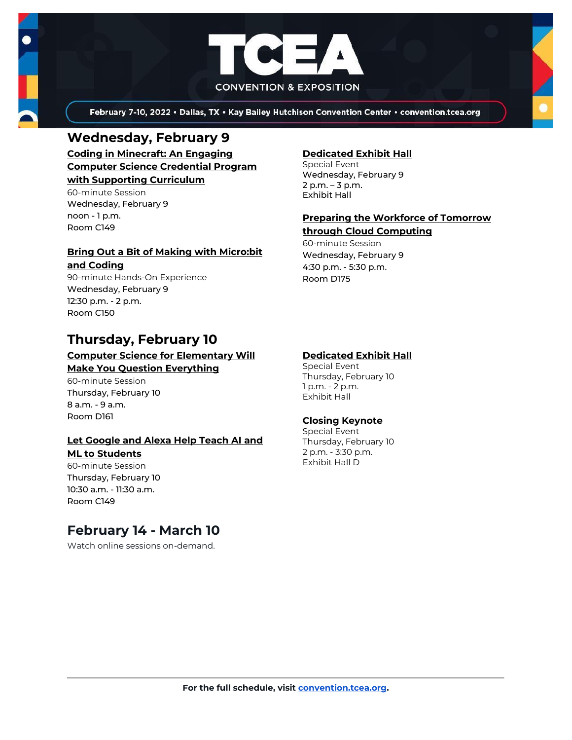# TCEA

CONVENTION & EXPOSITION

February 7-10, 2022 • Dallas, TX • Kay Bailey Hutchison Convention Center • convention.tcea.org

## Wednesday, February 9

**Coding in Minecraft: An Engaging Computer Science Credential Program with Supporting Curriculum**
60-minute Session
Wednesday, February 9
noon - 1 p.m.
Room C149

**Bring Out a Bit of Making with Micro:bit and Coding**
90-minute Hands-On Experience
Wednesday, February 9
12:30 p.m. - 2 p.m.
Room C150

**Dedicated Exhibit Hall**
Special Event
Wednesday, February 9
2 p.m. – 3 p.m.
Exhibit Hall

**Preparing the Workforce of Tomorrow through Cloud Computing**
60-minute Session
Wednesday, February 9
4:30 p.m. - 5:30 p.m.
Room D175

## Thursday, February 10

**Computer Science for Elementary Will Make You Question Everything**
60-minute Session
Thursday, February 10
8 a.m. - 9 a.m.
Room D161

**Let Google and Alexa Help Teach AI and ML to Students**
60-minute Session
Thursday, February 10
10:30 a.m. - 11:30 a.m.
Room C149

**Dedicated Exhibit Hall**
Special Event
Thursday, February 10
1 p.m. - 2 p.m.
Exhibit Hall

**Closing Keynote**
Special Event
Thursday, February 10
2 p.m. - 3:30 p.m.
Exhibit Hall D

## February 14 - March 10

Watch online sessions on-demand.

---

**For the full schedule, visit convention.tcea.org.**